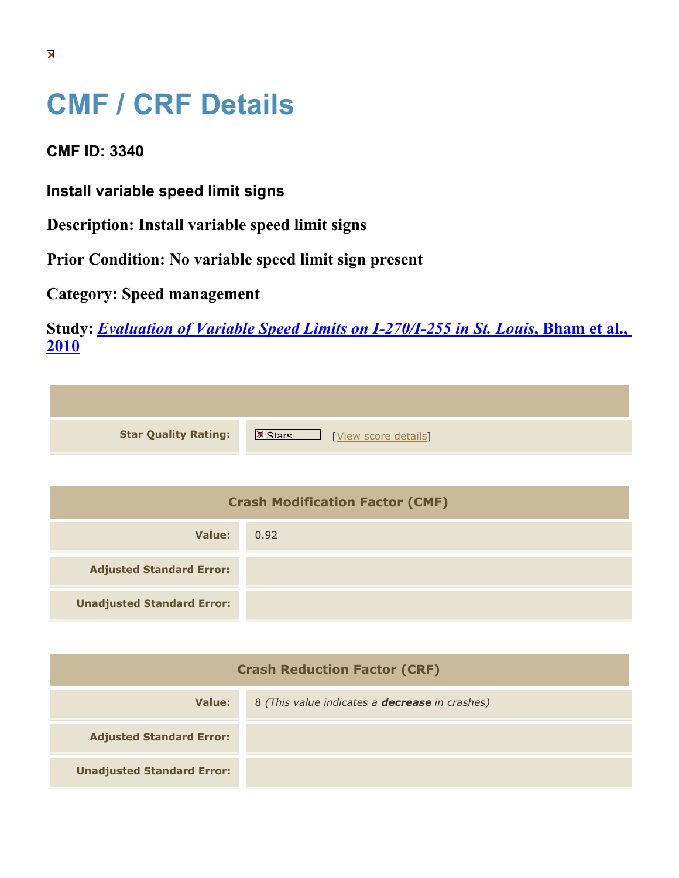# CMF / CRF Details

## CMF ID: 3340

### Install variable speed limit signs

**Description: Install variable speed limit signs**

**Prior Condition: No variable speed limit sign present**

**Category: Speed management**

**Study: *Evaluation of Variable Speed Limits on I-270/I-255 in St. Louis*, Bham et al., 2010**

| | |
|---|---|
| **Star Quality Rating:** | Stars [View score details] |

| Crash Modification Factor (CMF) | |
|---|---|
| **Value:** | 0.92 |
| **Adjusted Standard Error:** | |
| **Unadjusted Standard Error:** | |

| Crash Reduction Factor (CRF) | |
|---|---|
| **Value:** | 8 *(This value indicates a **decrease** in crashes)* |
| **Adjusted Standard Error:** | |
| **Unadjusted Standard Error:** | |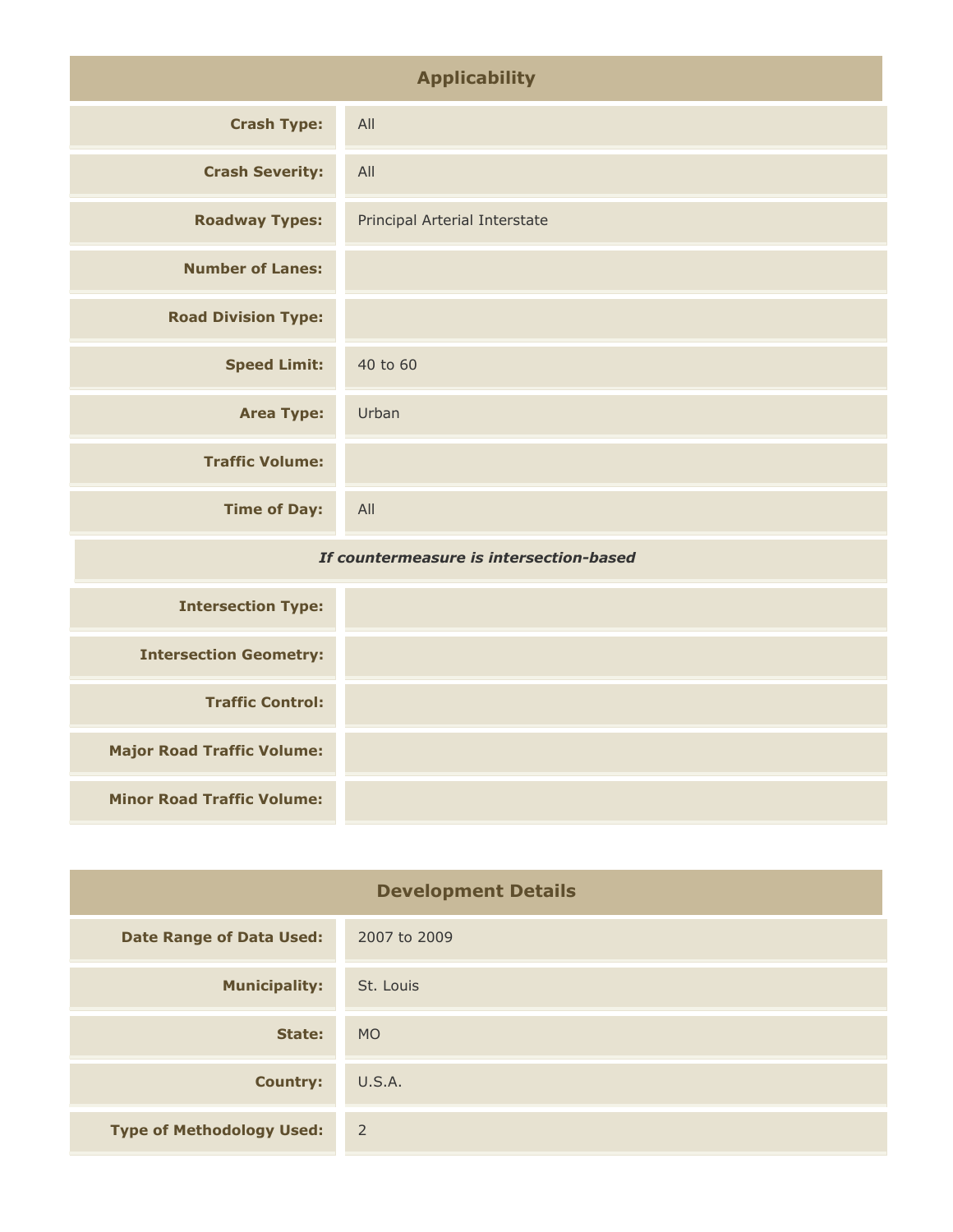## Applicability

| | |
|---|---|
| **Crash Type:** | All |
| **Crash Severity:** | All |
| **Roadway Types:** | Principal Arterial Interstate |
| **Number of Lanes:** | |
| **Road Division Type:** | |
| **Speed Limit:** | 40 to 60 |
| **Area Type:** | Urban |
| **Traffic Volume:** | |
| **Time of Day:** | All |
| ***If countermeasure is intersection-based*** | |
| **Intersection Type:** | |
| **Intersection Geometry:** | |
| **Traffic Control:** | |
| **Major Road Traffic Volume:** | |
| **Minor Road Traffic Volume:** | |

## Development Details

| | |
|---|---|
| **Date Range of Data Used:** | 2007 to 2009 |
| **Municipality:** | St. Louis |
| **State:** | MO |
| **Country:** | U.S.A. |
| **Type of Methodology Used:** | 2 |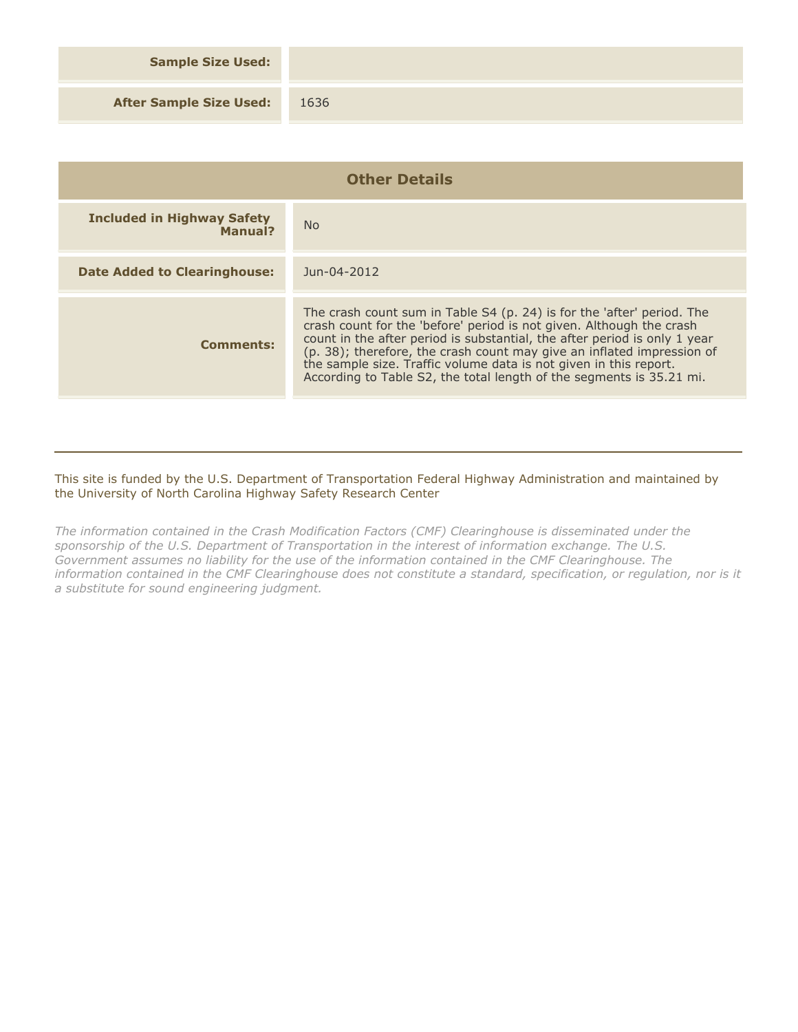| | |
|---|---|
| **Sample Size Used:** | |
| **After Sample Size Used:** | 1636 |

## Other Details

| | |
|---|---|
| **Included in Highway Safety Manual?** | No |
| **Date Added to Clearinghouse:** | Jun-04-2012 |
| **Comments:** | The crash count sum in Table S4 (p. 24) is for the 'after' period. The crash count for the 'before' period is not given. Although the crash count in the after period is substantial, the after period is only 1 year (p. 38); therefore, the crash count may give an inflated impression of the sample size. Traffic volume data is not given in this report. According to Table S2, the total length of the segments is 35.21 mi. |

---

This site is funded by the U.S. Department of Transportation Federal Highway Administration and maintained by the University of North Carolina Highway Safety Research Center

*The information contained in the Crash Modification Factors (CMF) Clearinghouse is disseminated under the sponsorship of the U.S. Department of Transportation in the interest of information exchange. The U.S. Government assumes no liability for the use of the information contained in the CMF Clearinghouse. The information contained in the CMF Clearinghouse does not constitute a standard, specification, or regulation, nor is it a substitute for sound engineering judgment.*